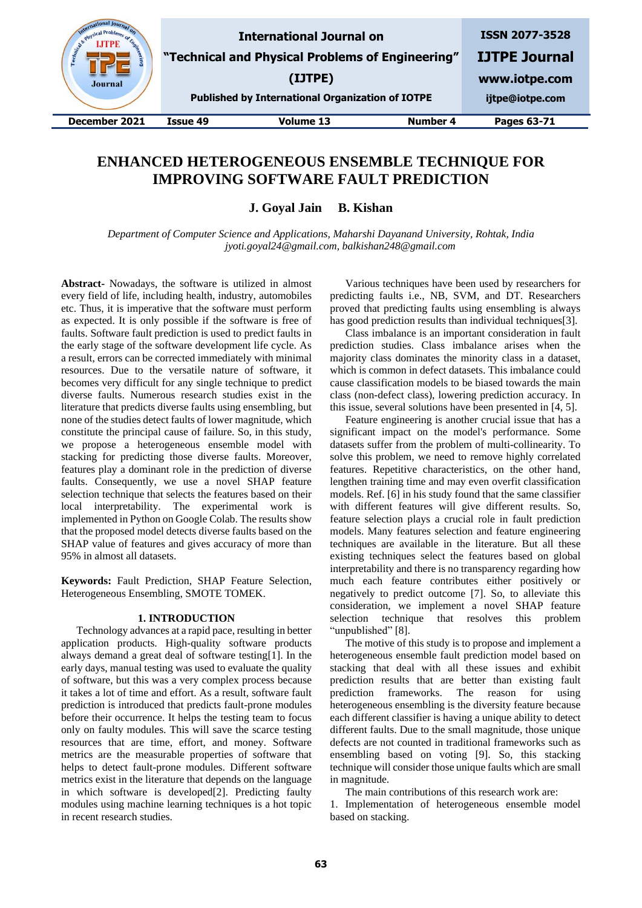# ENHANCED HETEROGENEOUS ENSEMBLE TECHNIQUE FOR IMPROVING SOFTWARE FAULT PREDICTION

**J. Goyal Jain B. Kishan**

*Department of Computer Science and Applications, Maharshi Dayanand University, Rohtak, India*
*jyoti.goyal24@gmail.com, balkishan248@gmail.com*

**Abstract-** Nowadays, the software is utilized in almost every field of life, including health, industry, automobiles etc. Thus, it is imperative that the software must perform as expected. It is only possible if the software is free of faults. Software fault prediction is used to predict faults in the early stage of the software development life cycle. As a result, errors can be corrected immediately with minimal resources. Due to the versatile nature of software, it becomes very difficult for any single technique to predict diverse faults. Numerous research studies exist in the literature that predicts diverse faults using ensembling, but none of the studies detect faults of lower magnitude, which constitute the principal cause of failure. So, in this study, we propose a heterogeneous ensemble model with stacking for predicting those diverse faults. Moreover, features play a dominant role in the prediction of diverse faults. Consequently, we use a novel SHAP feature selection technique that selects the features based on their local interpretability. The experimental work is implemented in Python on Google Colab. The results show that the proposed model detects diverse faults based on the SHAP value of features and gives accuracy of more than 95% in almost all datasets.

**Keywords:** Fault Prediction, SHAP Feature Selection, Heterogeneous Ensembling, SMOTE TOMEK.

## 1. INTRODUCTION

Technology advances at a rapid pace, resulting in better application products. High-quality software products always demand a great deal of software testing[1]. In the early days, manual testing was used to evaluate the quality of software, but this was a very complex process because it takes a lot of time and effort. As a result, software fault prediction is introduced that predicts fault-prone modules before their occurrence. It helps the testing team to focus only on faulty modules. This will save the scarce testing resources that are time, effort, and money. Software metrics are the measurable properties of software that helps to detect fault-prone modules. Different software metrics exist in the literature that depends on the language in which software is developed[2]. Predicting faulty modules using machine learning techniques is a hot topic in recent research studies.

Various techniques have been used by researchers for predicting faults i.e., NB, SVM, and DT. Researchers proved that predicting faults using ensembling is always has good prediction results than individual techniques[3].

Class imbalance is an important consideration in fault prediction studies. Class imbalance arises when the majority class dominates the minority class in a dataset, which is common in defect datasets. This imbalance could cause classification models to be biased towards the main class (non-defect class), lowering prediction accuracy. In this issue, several solutions have been presented in [4, 5].

Feature engineering is another crucial issue that has a significant impact on the model's performance. Some datasets suffer from the problem of multi-collinearity. To solve this problem, we need to remove highly correlated features. Repetitive characteristics, on the other hand, lengthen training time and may even overfit classification models. Ref. [6] in his study found that the same classifier with different features will give different results. So, feature selection plays a crucial role in fault prediction models. Many features selection and feature engineering techniques are available in the literature. But all these existing techniques select the features based on global interpretability and there is no transparency regarding how much each feature contributes either positively or negatively to predict outcome [7]. So, to alleviate this consideration, we implement a novel SHAP feature selection technique that resolves this problem "unpublished" [8].

The motive of this study is to propose and implement a heterogeneous ensemble fault prediction model based on stacking that deal with all these issues and exhibit prediction results that are better than existing fault prediction frameworks. The reason for using heterogeneous ensembling is the diversity feature because each different classifier is having a unique ability to detect different faults. Due to the small magnitude, those unique defects are not counted in traditional frameworks such as ensembling based on voting [9]. So, this stacking technique will consider those unique faults which are small in magnitude.

The main contributions of this research work are:

1. Implementation of heterogeneous ensemble model based on stacking.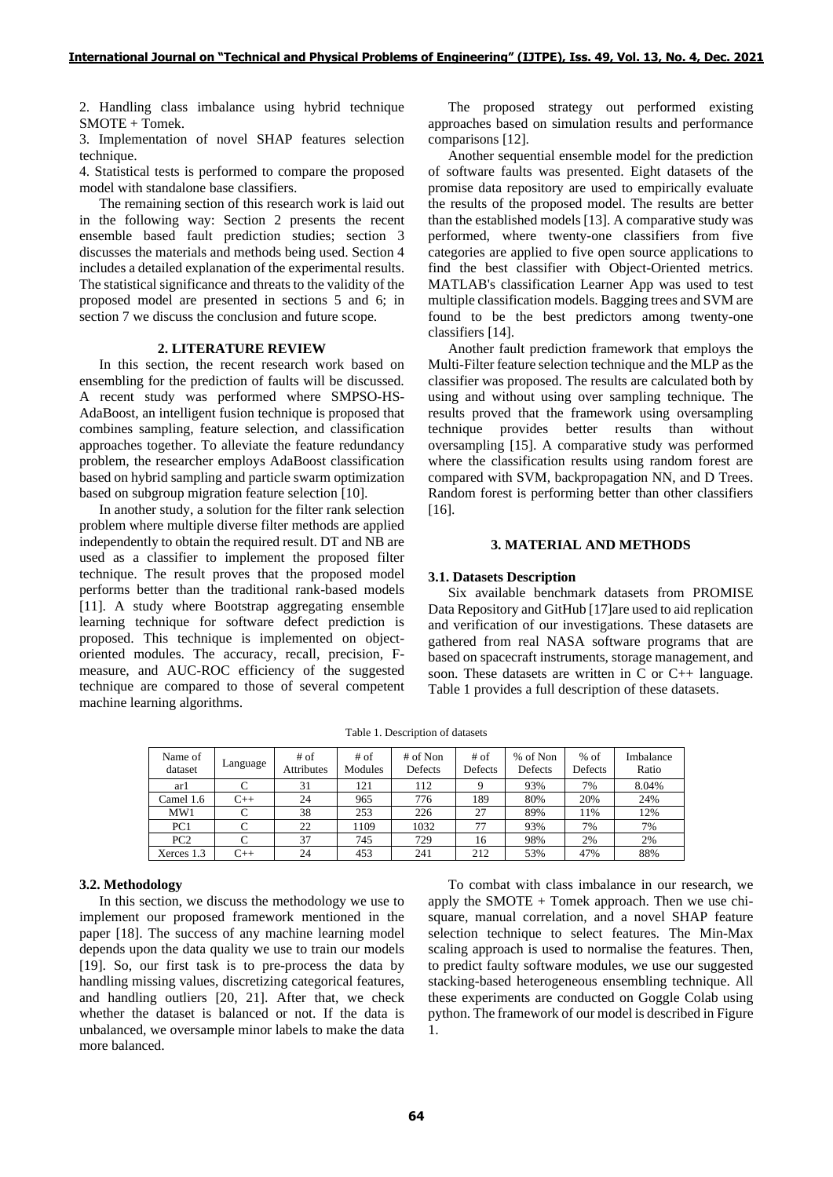2. Handling class imbalance using hybrid technique SMOTE + Tomek.

3. Implementation of novel SHAP features selection technique.

4. Statistical tests is performed to compare the proposed model with standalone base classifiers.

The remaining section of this research work is laid out in the following way: Section 2 presents the recent ensemble based fault prediction studies; section 3 discusses the materials and methods being used. Section 4 includes a detailed explanation of the experimental results. The statistical significance and threats to the validity of the proposed model are presented in sections 5 and 6; in section 7 we discuss the conclusion and future scope.

## 2. LITERATURE REVIEW

In this section, the recent research work based on ensembling for the prediction of faults will be discussed. A recent study was performed where SMPSO-HS-AdaBoost, an intelligent fusion technique is proposed that combines sampling, feature selection, and classification approaches together. To alleviate the feature redundancy problem, the researcher employs AdaBoost classification based on hybrid sampling and particle swarm optimization based on subgroup migration feature selection [10].

In another study, a solution for the filter rank selection problem where multiple diverse filter methods are applied independently to obtain the required result. DT and NB are used as a classifier to implement the proposed filter technique. The result proves that the proposed model performs better than the traditional rank-based models [11]. A study where Bootstrap aggregating ensemble learning technique for software defect prediction is proposed. This technique is implemented on object-oriented modules. The accuracy, recall, precision, F-measure, and AUC-ROC efficiency of the suggested technique are compared to those of several competent machine learning algorithms.

The proposed strategy out performed existing approaches based on simulation results and performance comparisons [12].

Another sequential ensemble model for the prediction of software faults was presented. Eight datasets of the promise data repository are used to empirically evaluate the results of the proposed model. The results are better than the established models [13]. A comparative study was performed, where twenty-one classifiers from five categories are applied to five open source applications to find the best classifier with Object-Oriented metrics. MATLAB's classification Learner App was used to test multiple classification models. Bagging trees and SVM are found to be the best predictors among twenty-one classifiers [14].

Another fault prediction framework that employs the Multi-Filter feature selection technique and the MLP as the classifier was proposed. The results are calculated both by using and without using over sampling technique. The results proved that the framework using oversampling technique provides better results than without oversampling [15]. A comparative study was performed where the classification results using random forest are compared with SVM, backpropagation NN, and D Trees. Random forest is performing better than other classifiers [16].

## 3. MATERIAL AND METHODS

### 3.1. Datasets Description

Six available benchmark datasets from PROMISE Data Repository and GitHub [17]are used to aid replication and verification of our investigations. These datasets are gathered from real NASA software programs that are based on spacecraft instruments, storage management, and soon. These datasets are written in C or C++ language. Table 1 provides a full description of these datasets.

Table 1. Description of datasets

| Name of dataset | Language | # of Attributes | # of Modules | # of Non Defects | # of Defects | % of Non Defects | % of Defects | Imbalance Ratio |
|---|---|---|---|---|---|---|---|---|
| ar1 | C | 31 | 121 | 112 | 9 | 93% | 7% | 8.04% |
| Camel 1.6 | C++ | 24 | 965 | 776 | 189 | 80% | 20% | 24% |
| MW1 | C | 38 | 253 | 226 | 27 | 89% | 11% | 12% |
| PC1 | C | 22 | 1109 | 1032 | 77 | 93% | 7% | 7% |
| PC2 | C | 37 | 745 | 729 | 16 | 98% | 2% | 2% |
| Xerces 1.3 | C++ | 24 | 453 | 241 | 212 | 53% | 47% | 88% |

### 3.2. Methodology

In this section, we discuss the methodology we use to implement our proposed framework mentioned in the paper [18]. The success of any machine learning model depends upon the data quality we use to train our models [19]. So, our first task is to pre-process the data by handling missing values, discretizing categorical features, and handling outliers [20, 21]. After that, we check whether the dataset is balanced or not. If the data is unbalanced, we oversample minor labels to make the data more balanced.

To combat with class imbalance in our research, we apply the SMOTE + Tomek approach. Then we use chi-square, manual correlation, and a novel SHAP feature selection technique to select features. The Min-Max scaling approach is used to normalise the features. Then, to predict faulty software modules, we use our suggested stacking-based heterogeneous ensembling technique. All these experiments are conducted on Goggle Colab using python. The framework of our model is described in Figure 1.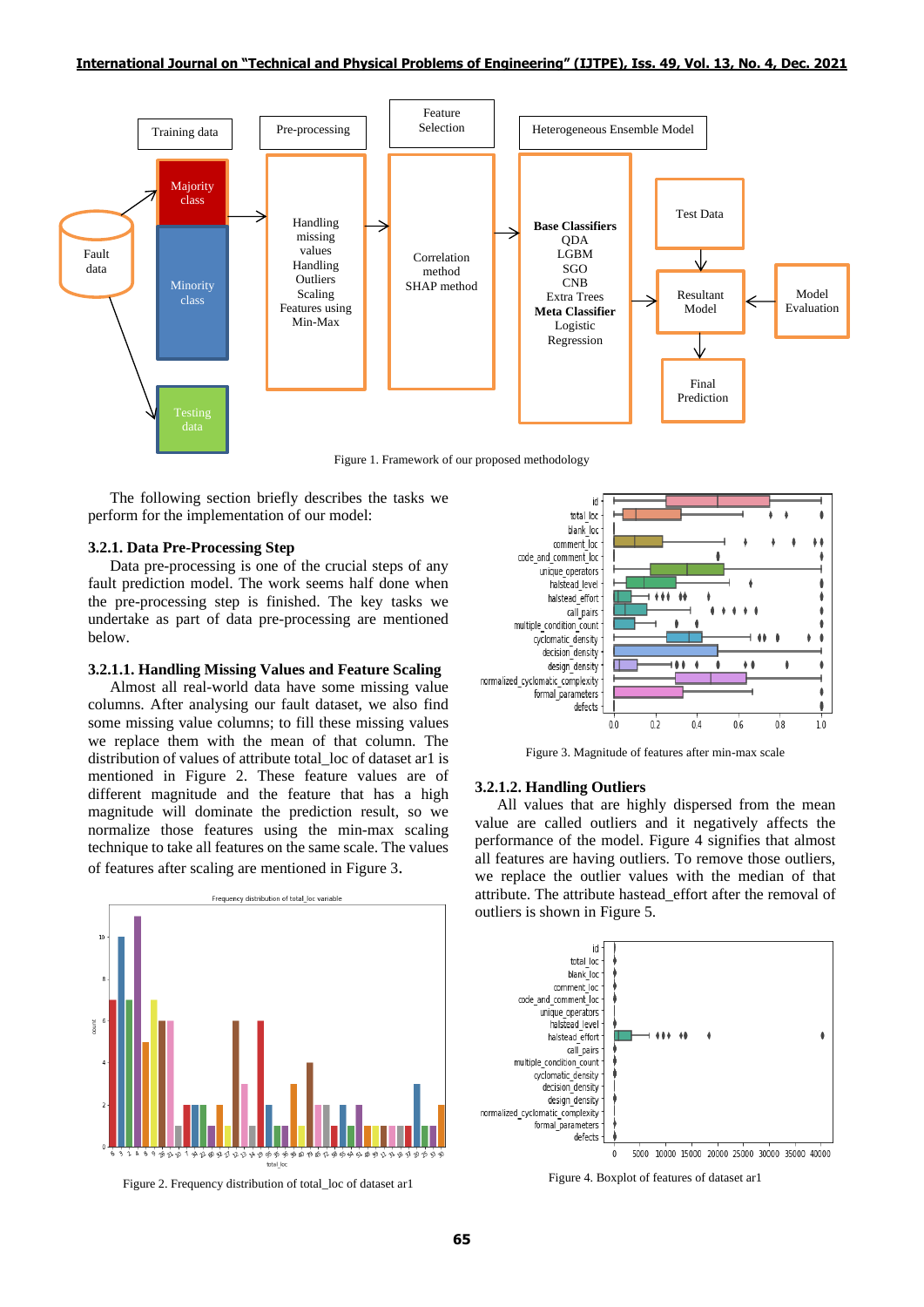Figure 1. Framework of our proposed methodology

The following section briefly describes the tasks we perform for the implementation of our model:

### 3.2.1. Data Pre-Processing Step

Data pre-processing is one of the crucial steps of any fault prediction model. The work seems half done when the pre-processing step is finished. The key tasks we undertake as part of data pre-processing are mentioned below.

#### 3.2.1.1. Handling Missing Values and Feature Scaling

Almost all real-world data have some missing value columns. After analysing our fault dataset, we also find some missing value columns; to fill these missing values we replace them with the mean of that column. The distribution of values of attribute total_loc of dataset ar1 is mentioned in Figure 2. These feature values are of different magnitude and the feature that has a high magnitude will dominate the prediction result, so we normalize those features using the min-max scaling technique to take all features on the same scale. The values of features after scaling are mentioned in Figure 3.

Figure 2. Frequency distribution of total_loc of dataset ar1

Figure 3. Magnitude of features after min-max scale

#### 3.2.1.2. Handling Outliers

All values that are highly dispersed from the mean value are called outliers and it negatively affects the performance of the model. Figure 4 signifies that almost all features are having outliers. To remove those outliers, we replace the outlier values with the median of that attribute. The attribute hastead_effort after the removal of outliers is shown in Figure 5.

Figure 4. Boxplot of features of dataset ar1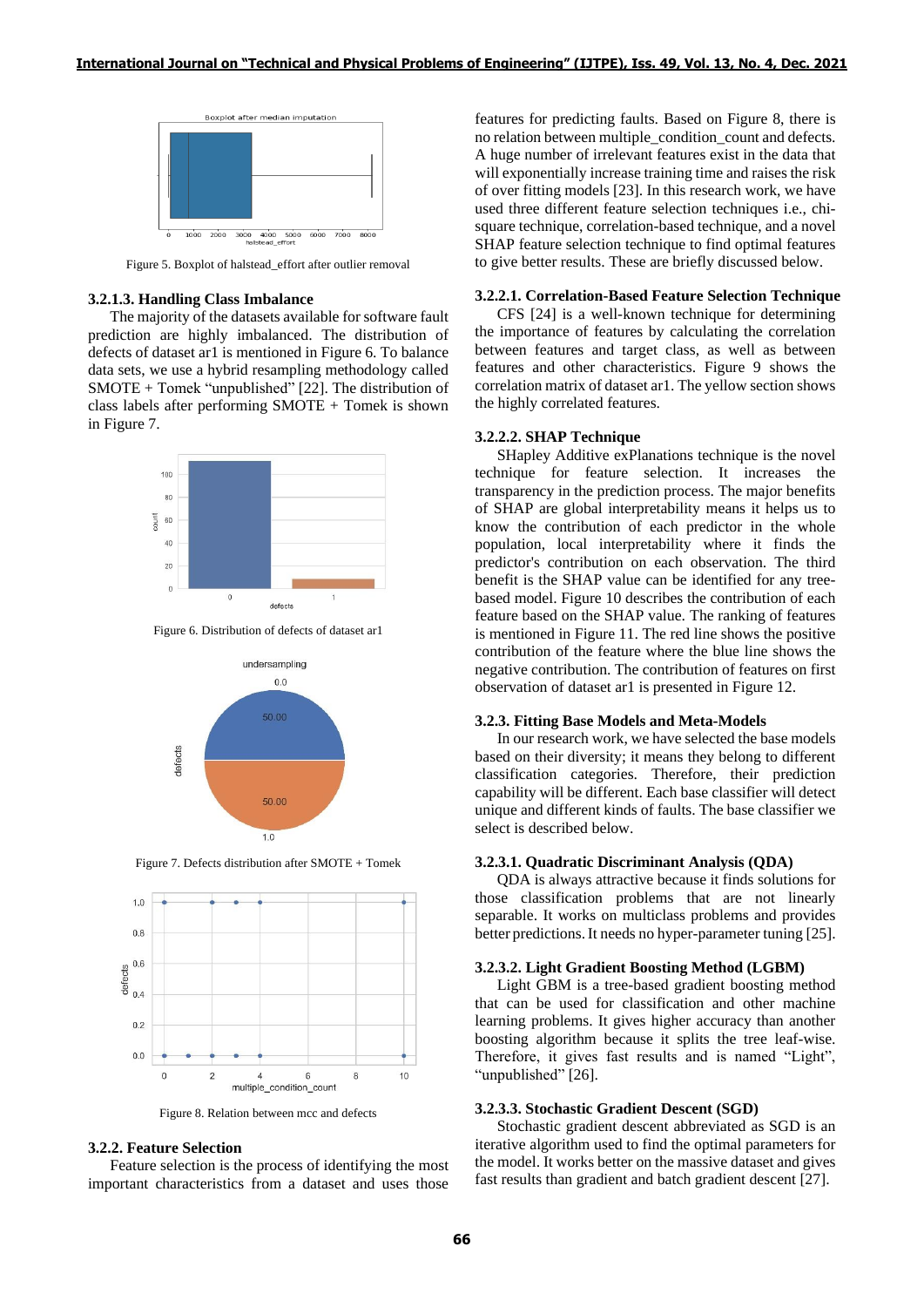Figure 5. Boxplot of halstead_effort after outlier removal

#### 3.2.1.3. Handling Class Imbalance

The majority of the datasets available for software fault prediction are highly imbalanced. The distribution of defects of dataset ar1 is mentioned in Figure 6. To balance data sets, we use a hybrid resampling methodology called SMOTE + Tomek "unpublished" [22]. The distribution of class labels after performing SMOTE + Tomek is shown in Figure 7.

Figure 6. Distribution of defects of dataset ar1

Figure 7. Defects distribution after SMOTE + Tomek

Figure 8. Relation between mcc and defects

### 3.2.2. Feature Selection

Feature selection is the process of identifying the most important characteristics from a dataset and uses those features for predicting faults. Based on Figure 8, there is no relation between multiple_condition_count and defects. A huge number of irrelevant features exist in the data that will exponentially increase training time and raises the risk of over fitting models [23]. In this research work, we have used three different feature selection techniques i.e., chi-square technique, correlation-based technique, and a novel SHAP feature selection technique to find optimal features to give better results. These are briefly discussed below.

#### 3.2.2.1. Correlation-Based Feature Selection Technique

CFS [24] is a well-known technique for determining the importance of features by calculating the correlation between features and target class, as well as between features and other characteristics. Figure 9 shows the correlation matrix of dataset ar1. The yellow section shows the highly correlated features.

#### 3.2.2.2. SHAP Technique

SHapley Additive exPlanations technique is the novel technique for feature selection. It increases the transparency in the prediction process. The major benefits of SHAP are global interpretability means it helps us to know the contribution of each predictor in the whole population, local interpretability where it finds the predictor's contribution on each observation. The third benefit is the SHAP value can be identified for any tree-based model. Figure 10 describes the contribution of each feature based on the SHAP value. The ranking of features is mentioned in Figure 11. The red line shows the positive contribution of the feature where the blue line shows the negative contribution. The contribution of features on first observation of dataset ar1 is presented in Figure 12.

### 3.2.3. Fitting Base Models and Meta-Models

In our research work, we have selected the base models based on their diversity; it means they belong to different classification categories. Therefore, their prediction capability will be different. Each base classifier will detect unique and different kinds of faults. The base classifier we select is described below.

#### 3.2.3.1. Quadratic Discriminant Analysis (QDA)

QDA is always attractive because it finds solutions for those classification problems that are not linearly separable. It works on multiclass problems and provides better predictions. It needs no hyper-parameter tuning [25].

#### 3.2.3.2. Light Gradient Boosting Method (LGBM)

Light GBM is a tree-based gradient boosting method that can be used for classification and other machine learning problems. It gives higher accuracy than another boosting algorithm because it splits the tree leaf-wise. Therefore, it gives fast results and is named "Light", "unpublished" [26].

#### 3.2.3.3. Stochastic Gradient Descent (SGD)

Stochastic gradient descent abbreviated as SGD is an iterative algorithm used to find the optimal parameters for the model. It works better on the massive dataset and gives fast results than gradient and batch gradient descent [27].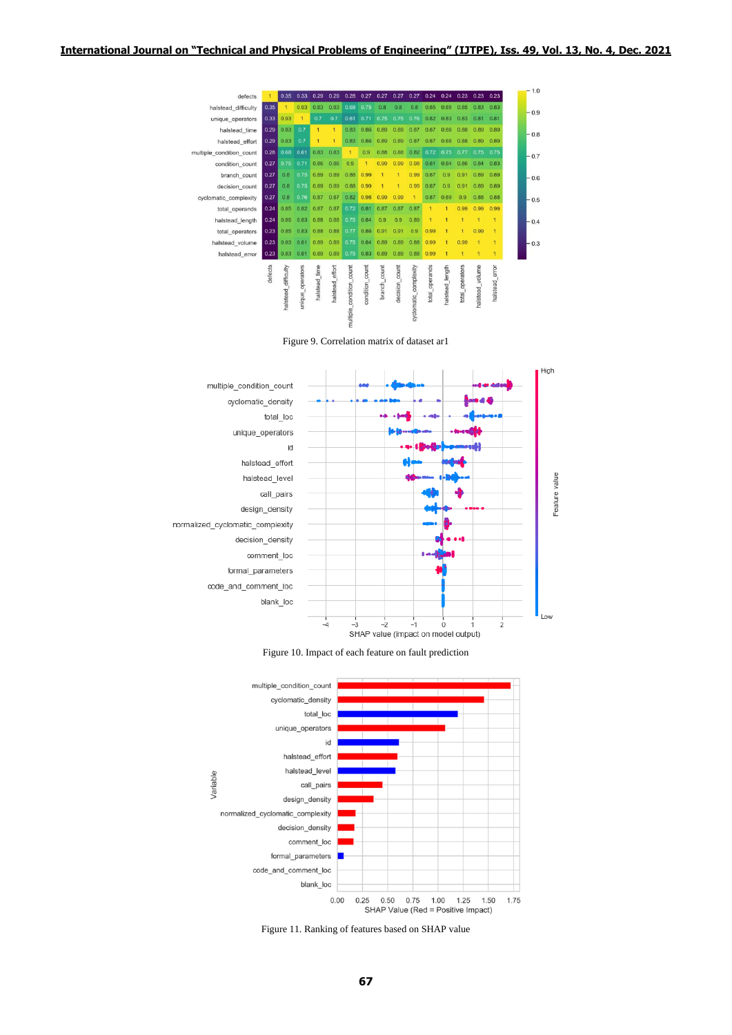Figure 9. Correlation matrix of dataset ar1

Figure 10. Impact of each feature on fault prediction

Figure 11. Ranking of features based on SHAP value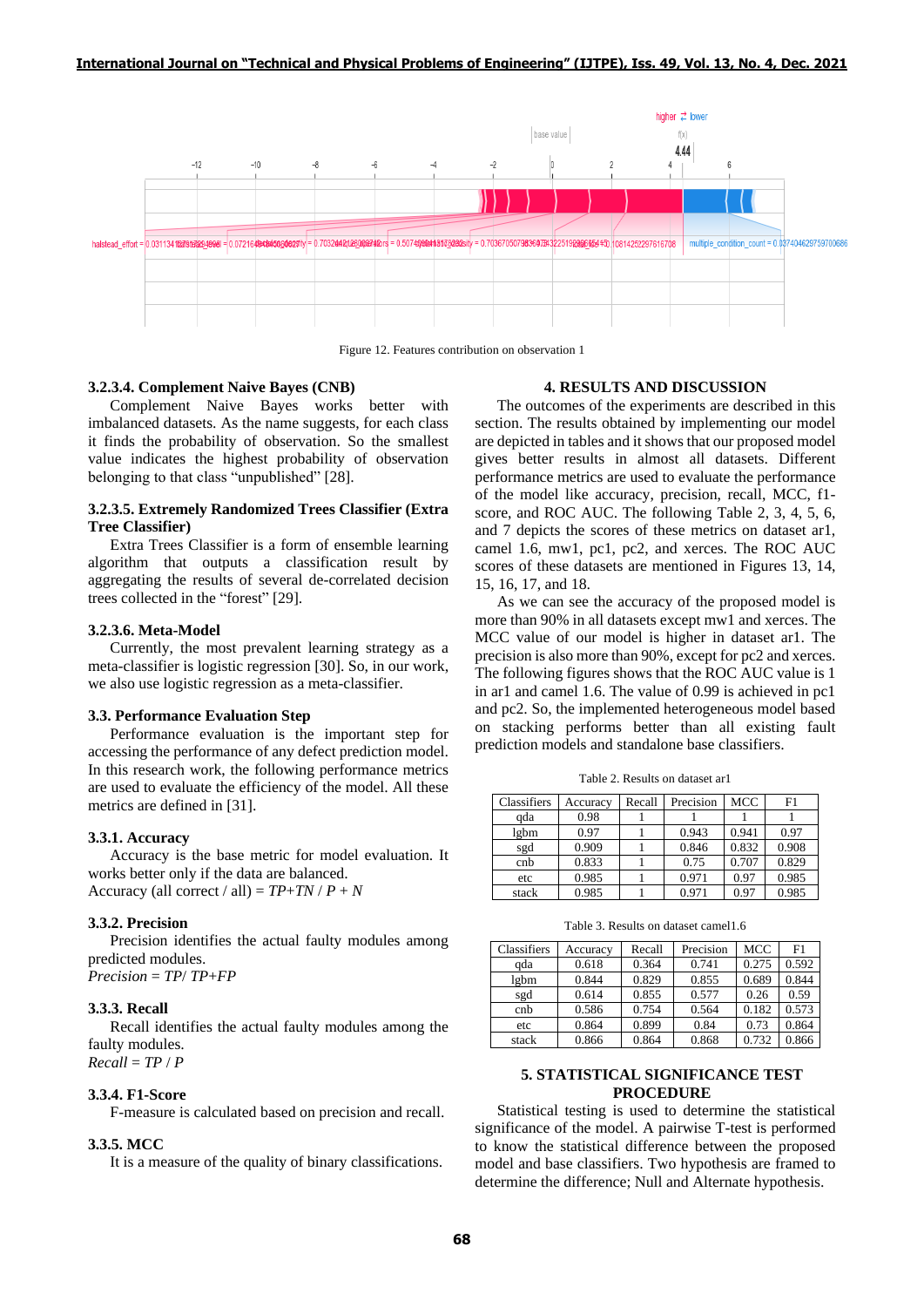Figure 12. Features contribution on observation 1

### 3.2.3.4. Complement Naive Bayes (CNB)

Complement Naive Bayes works better with imbalanced datasets. As the name suggests, for each class it finds the probability of observation. So the smallest value indicates the highest probability of observation belonging to that class "unpublished" [28].

### 3.2.3.5. Extremely Randomized Trees Classifier (Extra Tree Classifier)

Extra Trees Classifier is a form of ensemble learning algorithm that outputs a classification result by aggregating the results of several de-correlated decision trees collected in the "forest" [29].

### 3.2.3.6. Meta-Model

Currently, the most prevalent learning strategy as a meta-classifier is logistic regression [30]. So, in our work, we also use logistic regression as a meta-classifier.

### 3.3. Performance Evaluation Step

Performance evaluation is the important step for accessing the performance of any defect prediction model. In this research work, the following performance metrics are used to evaluate the efficiency of the model. All these metrics are defined in [31].

### 3.3.1. Accuracy

Accuracy is the base metric for model evaluation. It works better only if the data are balanced.
Accuracy (all correct / all) = $TP$+$TN$ / $P$ + $N$

### 3.3.2. Precision

Precision identifies the actual faulty modules among predicted modules.
*Precision* = $TP$/ $TP$+$FP$

### 3.3.3. Recall

Recall identifies the actual faulty modules among the faulty modules.
*Recall* = $TP$ / $P$

### 3.3.4. F1-Score

F-measure is calculated based on precision and recall.

### 3.3.5. MCC

It is a measure of the quality of binary classifications.

## 4. RESULTS AND DISCUSSION

The outcomes of the experiments are described in this section. The results obtained by implementing our model are depicted in tables and it shows that our proposed model gives better results in almost all datasets. Different performance metrics are used to evaluate the performance of the model like accuracy, precision, recall, MCC, f1-score, and ROC AUC. The following Table 2, 3, 4, 5, 6, and 7 depicts the scores of these metrics on dataset ar1, camel 1.6, mw1, pc1, pc2, and xerces. The ROC AUC scores of these datasets are mentioned in Figures 13, 14, 15, 16, 17, and 18.

As we can see the accuracy of the proposed model is more than 90% in all datasets except mw1 and xerces. The MCC value of our model is higher in dataset ar1. The precision is also more than 90%, except for pc2 and xerces. The following figures shows that the ROC AUC value is 1 in ar1 and camel 1.6. The value of 0.99 is achieved in pc1 and pc2. So, the implemented heterogeneous model based on stacking performs better than all existing fault prediction models and standalone base classifiers.

Table 2. Results on dataset ar1

| Classifiers | Accuracy | Recall | Precision | MCC | F1 |
|---|---|---|---|---|---|
| qda | 0.98 | 1 | 1 | 1 | 1 |
| lgbm | 0.97 | 1 | 0.943 | 0.941 | 0.97 |
| sgd | 0.909 | 1 | 0.846 | 0.832 | 0.908 |
| cnb | 0.833 | 1 | 0.75 | 0.707 | 0.829 |
| etc | 0.985 | 1 | 0.971 | 0.97 | 0.985 |
| stack | 0.985 | 1 | 0.971 | 0.97 | 0.985 |

Table 3. Results on dataset camel1.6

| Classifiers | Accuracy | Recall | Precision | MCC | F1 |
|---|---|---|---|---|---|
| qda | 0.618 | 0.364 | 0.741 | 0.275 | 0.592 |
| lgbm | 0.844 | 0.829 | 0.855 | 0.689 | 0.844 |
| sgd | 0.614 | 0.855 | 0.577 | 0.26 | 0.59 |
| cnb | 0.586 | 0.754 | 0.564 | 0.182 | 0.573 |
| etc | 0.864 | 0.899 | 0.84 | 0.73 | 0.864 |
| stack | 0.866 | 0.864 | 0.868 | 0.732 | 0.866 |

## 5. STATISTICAL SIGNIFICANCE TEST PROCEDURE

Statistical testing is used to determine the statistical significance of the model. A pairwise T-test is performed to know the statistical difference between the proposed model and base classifiers. Two hypothesis are framed to determine the difference; Null and Alternate hypothesis.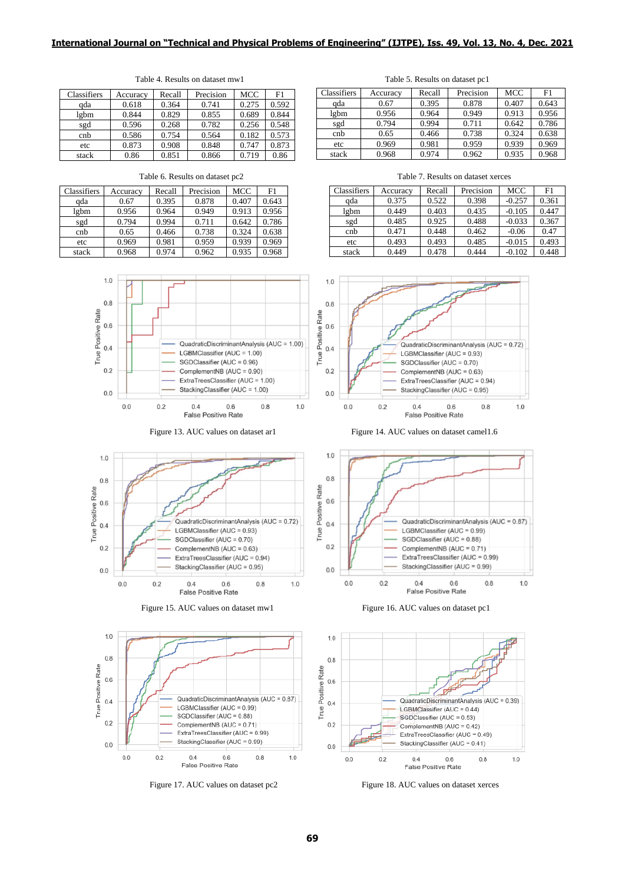Table 4. Results on dataset mw1

| Classifiers | Accuracy | Recall | Precision | MCC | F1 |
|---|---|---|---|---|---|
| qda | 0.618 | 0.364 | 0.741 | 0.275 | 0.592 |
| lgbm | 0.844 | 0.829 | 0.855 | 0.689 | 0.844 |
| sgd | 0.596 | 0.268 | 0.782 | 0.256 | 0.548 |
| cnb | 0.586 | 0.754 | 0.564 | 0.182 | 0.573 |
| etc | 0.873 | 0.908 | 0.848 | 0.747 | 0.873 |
| stack | 0.86 | 0.851 | 0.866 | 0.719 | 0.86 |

Table 5. Results on dataset pc1

| Classifiers | Accuracy | Recall | Precision | MCC | F1 |
|---|---|---|---|---|---|
| qda | 0.67 | 0.395 | 0.878 | 0.407 | 0.643 |
| lgbm | 0.956 | 0.964 | 0.949 | 0.913 | 0.956 |
| sgd | 0.794 | 0.994 | 0.711 | 0.642 | 0.786 |
| cnb | 0.65 | 0.466 | 0.738 | 0.324 | 0.638 |
| etc | 0.969 | 0.981 | 0.959 | 0.939 | 0.969 |
| stack | 0.968 | 0.974 | 0.962 | 0.935 | 0.968 |

Table 6. Results on dataset pc2

| Classifiers | Accuracy | Recall | Precision | MCC | F1 |
|---|---|---|---|---|---|
| qda | 0.67 | 0.395 | 0.878 | 0.407 | 0.643 |
| lgbm | 0.956 | 0.964 | 0.949 | 0.913 | 0.956 |
| sgd | 0.794 | 0.994 | 0.711 | 0.642 | 0.786 |
| cnb | 0.65 | 0.466 | 0.738 | 0.324 | 0.638 |
| etc | 0.969 | 0.981 | 0.959 | 0.939 | 0.969 |
| stack | 0.968 | 0.974 | 0.962 | 0.935 | 0.968 |

Table 7. Results on dataset xerces

| Classifiers | Accuracy | Recall | Precision | MCC | F1 |
|---|---|---|---|---|---|
| qda | 0.375 | 0.522 | 0.398 | -0.257 | 0.361 |
| lgbm | 0.449 | 0.403 | 0.435 | -0.105 | 0.447 |
| sgd | 0.485 | 0.925 | 0.488 | -0.033 | 0.367 |
| cnb | 0.471 | 0.448 | 0.462 | -0.06 | 0.47 |
| etc | 0.493 | 0.493 | 0.485 | -0.015 | 0.493 |
| stack | 0.449 | 0.478 | 0.444 | -0.102 | 0.448 |

Figure 13. AUC values on dataset ar1

Figure 14. AUC values on dataset camel1.6

Figure 15. AUC values on dataset mw1

Figure 16. AUC values on dataset pc1

Figure 17. AUC values on dataset pc2

Figure 18. AUC values on dataset xerces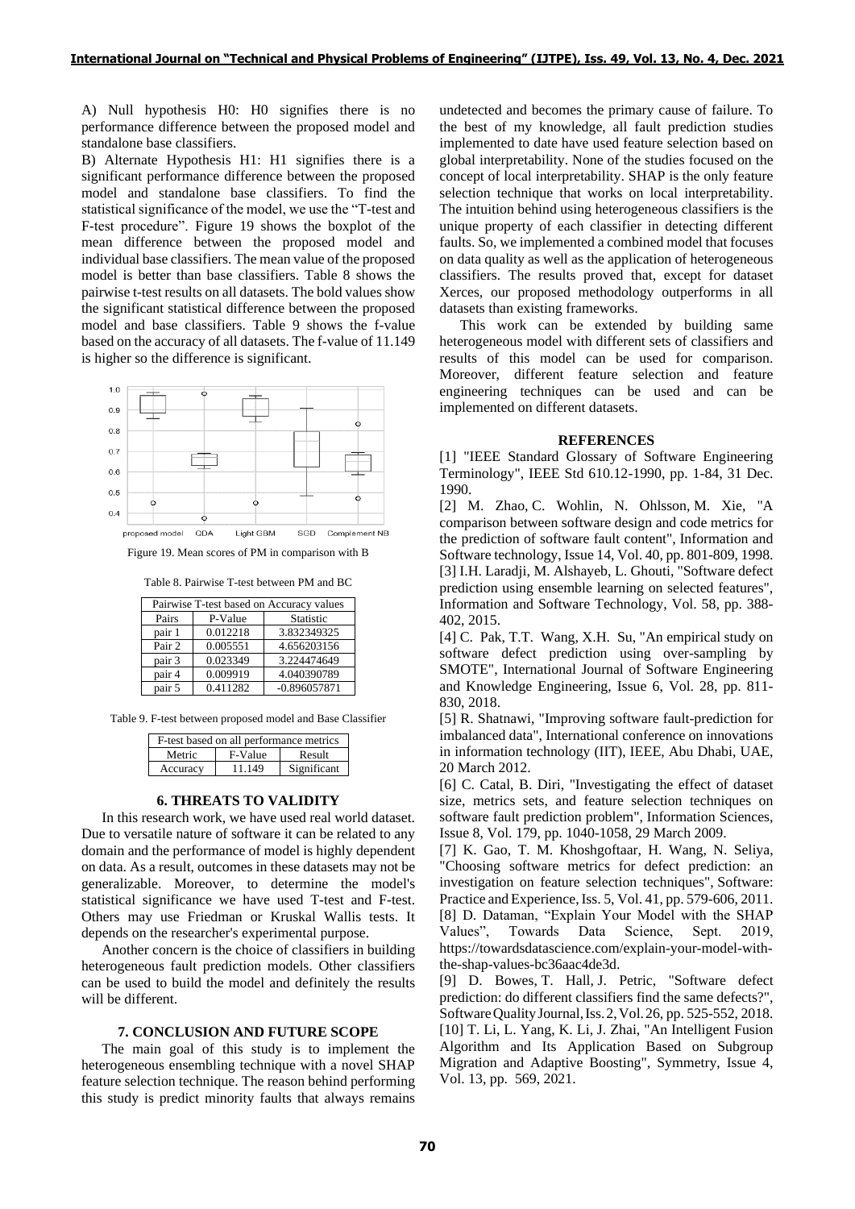A) Null hypothesis H0: H0 signifies there is no performance difference between the proposed model and standalone base classifiers.

B) Alternate Hypothesis H1: H1 signifies there is a significant performance difference between the proposed model and standalone base classifiers. To find the statistical significance of the model, we use the "T-test and F-test procedure". Figure 19 shows the boxplot of the mean difference between the proposed model and individual base classifiers. The mean value of the proposed model is better than base classifiers. Table 8 shows the pairwise t-test results on all datasets. The bold values show the significant statistical difference between the proposed model and base classifiers. Table 9 shows the f-value based on the accuracy of all datasets. The f-value of 11.149 is higher so the difference is significant.

Figure 19. Mean scores of PM in comparison with B

Table 8. Pairwise T-test between PM and BC

| Pairwise T-test based on Accuracy values | | |
|---|---|---|
| Pairs | P-Value | Statistic |
| pair 1 | 0.012218 | 3.832349325 |
| Pair 2 | 0.005551 | 4.656203156 |
| pair 3 | 0.023349 | 3.224474649 |
| pair 4 | 0.009919 | 4.040390789 |
| pair 5 | 0.411282 | -0.896057871 |

Table 9. F-test between proposed model and Base Classifier

| F-test based on all performance metrics | | |
|---|---|---|
| Metric | F-Value | Result |
| Accuracy | 11.149 | Significant |

## 6. THREATS TO VALIDITY

In this research work, we have used real world dataset. Due to versatile nature of software it can be related to any domain and the performance of model is highly dependent on data. As a result, outcomes in these datasets may not be generalizable. Moreover, to determine the model's statistical significance we have used T-test and F-test. Others may use Friedman or Kruskal Wallis tests. It depends on the researcher's experimental purpose.

Another concern is the choice of classifiers in building heterogeneous fault prediction models. Other classifiers can be used to build the model and definitely the results will be different.

## 7. CONCLUSION AND FUTURE SCOPE

The main goal of this study is to implement the heterogeneous ensembling technique with a novel SHAP feature selection technique. The reason behind performing this study is predict minority faults that always remains undetected and becomes the primary cause of failure. To the best of my knowledge, all fault prediction studies implemented to date have used feature selection based on global interpretability. None of the studies focused on the concept of local interpretability. SHAP is the only feature selection technique that works on local interpretability. The intuition behind using heterogeneous classifiers is the unique property of each classifier in detecting different faults. So, we implemented a combined model that focuses on data quality as well as the application of heterogeneous classifiers. The results proved that, except for dataset Xerces, our proposed methodology outperforms in all datasets than existing frameworks.

This work can be extended by building same heterogeneous model with different sets of classifiers and results of this model can be used for comparison. Moreover, different feature selection and feature engineering techniques can be used and can be implemented on different datasets.

## REFERENCES

[1] "IEEE Standard Glossary of Software Engineering Terminology", IEEE Std 610.12-1990, pp. 1-84, 31 Dec. 1990.

[2] M. Zhao, C. Wohlin, N. Ohlsson, M. Xie, "A comparison between software design and code metrics for the prediction of software fault content", Information and Software technology, Issue 14, Vol. 40, pp. 801-809, 1998.

[3] I.H. Laradji, M. Alshayeb, L. Ghouti, "Software defect prediction using ensemble learning on selected features", Information and Software Technology, Vol. 58, pp. 388-402, 2015.

[4] C. Pak, T.T. Wang, X.H. Su, "An empirical study on software defect prediction using over-sampling by SMOTE", International Journal of Software Engineering and Knowledge Engineering, Issue 6, Vol. 28, pp. 811-830, 2018.

[5] R. Shatnawi, "Improving software fault-prediction for imbalanced data", International conference on innovations in information technology (IIT), IEEE, Abu Dhabi, UAE, 20 March 2012.

[6] C. Catal, B. Diri, "Investigating the effect of dataset size, metrics sets, and feature selection techniques on software fault prediction problem", Information Sciences, Issue 8, Vol. 179, pp. 1040-1058, 29 March 2009.

[7] K. Gao, T. M. Khoshgoftaar, H. Wang, N. Seliya, "Choosing software metrics for defect prediction: an investigation on feature selection techniques", Software: Practice and Experience, Iss. 5, Vol. 41, pp. 579-606, 2011.

[8] D. Dataman, "Explain Your Model with the SHAP Values", Towards Data Science, Sept. 2019, https://towardsdatascience.com/explain-your-model-with-the-shap-values-bc36aac4de3d.

[9] D. Bowes, T. Hall, J. Petric, "Software defect prediction: do different classifiers find the same defects?", Software Quality Journal, Iss. 2, Vol. 26, pp. 525-552, 2018.

[10] T. Li, L. Yang, K. Li, J. Zhai, "An Intelligent Fusion Algorithm and Its Application Based on Subgroup Migration and Adaptive Boosting", Symmetry, Issue 4, Vol. 13, pp. 569, 2021.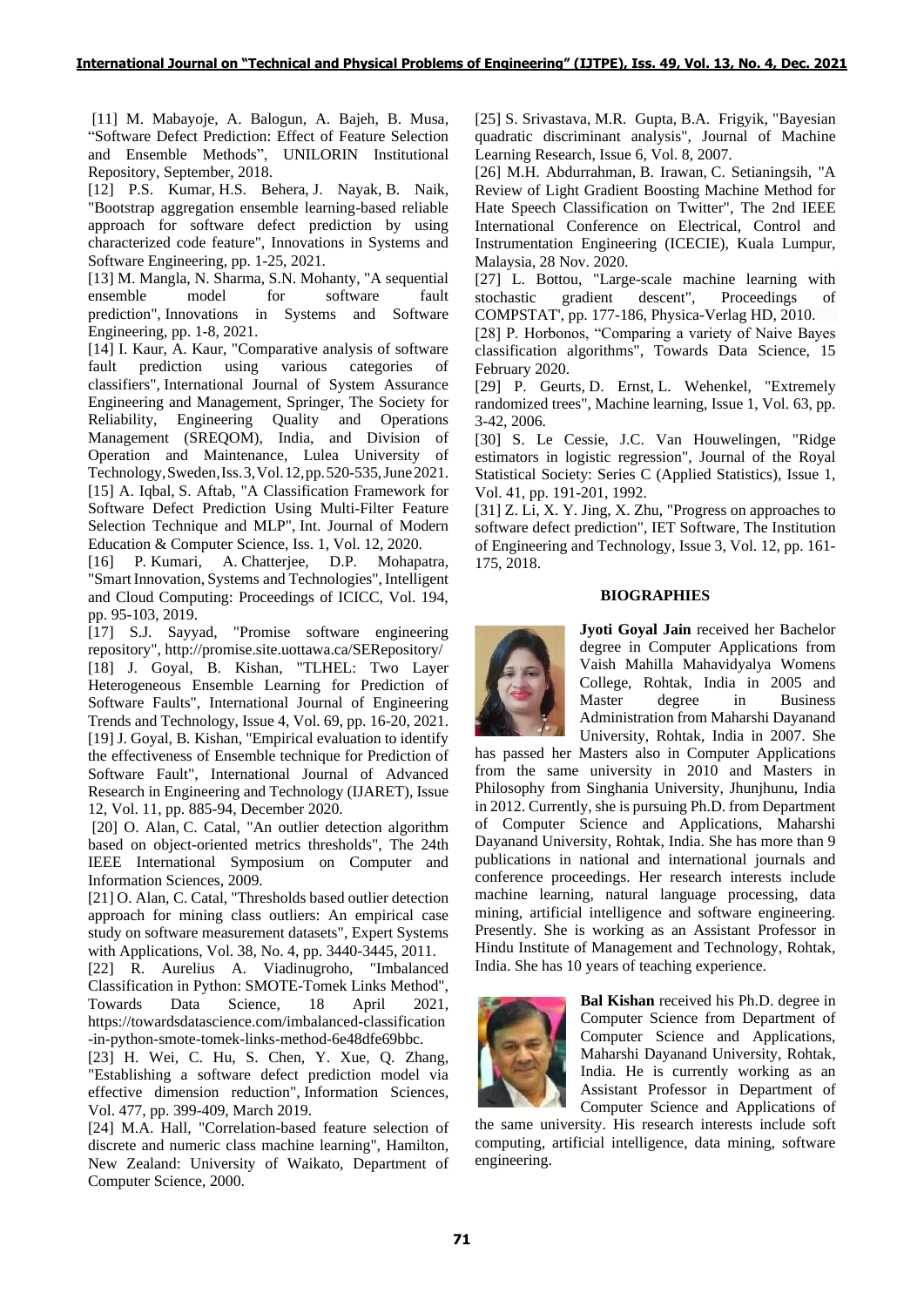[11] M. Mabayoje, A. Balogun, A. Bajeh, B. Musa, "Software Defect Prediction: Effect of Feature Selection and Ensemble Methods", UNILORIN Institutional Repository, September, 2018.

[12] P.S. Kumar, H.S. Behera, J. Nayak, B. Naik, "Bootstrap aggregation ensemble learning-based reliable approach for software defect prediction by using characterized code feature", Innovations in Systems and Software Engineering, pp. 1-25, 2021.

[13] M. Mangla, N. Sharma, S.N. Mohanty, "A sequential ensemble model for software fault prediction", Innovations in Systems and Software Engineering, pp. 1-8, 2021.

[14] I. Kaur, A. Kaur, "Comparative analysis of software fault prediction using various categories of classifiers", International Journal of System Assurance Engineering and Management, Springer, The Society for Reliability, Engineering Quality and Operations Management (SREQOM), India, and Division of Operation and Maintenance, Lulea University of Technology, Sweden, Iss. 3, Vol. 12, pp. 520-535, June 2021.

[15] A. Iqbal, S. Aftab, "A Classification Framework for Software Defect Prediction Using Multi-Filter Feature Selection Technique and MLP", Int. Journal of Modern Education & Computer Science, Iss. 1, Vol. 12, 2020.

[16] P. Kumari, A. Chatterjee, D.P. Mohapatra, "Smart Innovation, Systems and Technologies", Intelligent and Cloud Computing: Proceedings of ICICC, Vol. 194, pp. 95-103, 2019.

[17] S.J. Sayyad, "Promise software engineering repository", http://promise.site.uottawa.ca/SERepository/

[18] J. Goyal, B. Kishan, "TLHEL: Two Layer Heterogeneous Ensemble Learning for Prediction of Software Faults", International Journal of Engineering Trends and Technology, Issue 4, Vol. 69, pp. 16-20, 2021.

[19] J. Goyal, B. Kishan, "Empirical evaluation to identify the effectiveness of Ensemble technique for Prediction of Software Fault", International Journal of Advanced Research in Engineering and Technology (IJARET), Issue 12, Vol. 11, pp. 885-94, December 2020.

[20] O. Alan, C. Catal, "An outlier detection algorithm based on object-oriented metrics thresholds", The 24th IEEE International Symposium on Computer and Information Sciences, 2009.

[21] O. Alan, C. Catal, "Thresholds based outlier detection approach for mining class outliers: An empirical case study on software measurement datasets", Expert Systems with Applications, Vol. 38, No. 4, pp. 3440-3445, 2011.

[22] R. Aurelius A. Viadinugroho, "Imbalanced Classification in Python: SMOTE-Tomek Links Method", Towards Data Science, 18 April 2021, https://towardsdatascience.com/imbalanced-classification-in-python-smote-tomek-links-method-6e48dfe69bbc.

[23] H. Wei, C. Hu, S. Chen, Y. Xue, Q. Zhang, "Establishing a software defect prediction model via effective dimension reduction", Information Sciences, Vol. 477, pp. 399-409, March 2019.

[24] M.A. Hall, "Correlation-based feature selection of discrete and numeric class machine learning", Hamilton, New Zealand: University of Waikato, Department of Computer Science, 2000.

[25] S. Srivastava, M.R. Gupta, B.A. Frigyik, "Bayesian quadratic discriminant analysis", Journal of Machine Learning Research, Issue 6, Vol. 8, 2007.

[26] M.H. Abdurrahman, B. Irawan, C. Setianingsih, "A Review of Light Gradient Boosting Machine Method for Hate Speech Classification on Twitter", The 2nd IEEE International Conference on Electrical, Control and Instrumentation Engineering (ICECIE), Kuala Lumpur, Malaysia, 28 Nov. 2020.

[27] L. Bottou, "Large-scale machine learning with stochastic gradient descent", Proceedings of COMPSTAT', pp. 177-186, Physica-Verlag HD, 2010.

[28] P. Horbonos, "Comparing a variety of Naive Bayes classification algorithms", Towards Data Science, 15 February 2020.

[29] P. Geurts, D. Ernst, L. Wehenkel, "Extremely randomized trees", Machine learning, Issue 1, Vol. 63, pp. 3-42, 2006.

[30] S. Le Cessie, J.C. Van Houwelingen, "Ridge estimators in logistic regression", Journal of the Royal Statistical Society: Series C (Applied Statistics), Issue 1, Vol. 41, pp. 191-201, 1992.

[31] Z. Li, X. Y. Jing, X. Zhu, "Progress on approaches to software defect prediction", IET Software, The Institution of Engineering and Technology, Issue 3, Vol. 12, pp. 161-175, 2018.

## BIOGRAPHIES

**Jyoti Goyal Jain** received her Bachelor degree in Computer Applications from Vaish Mahilla Mahavidyalya Womens College, Rohtak, India in 2005 and Master degree in Business Administration from Maharshi Dayanand University, Rohtak, India in 2007. She has passed her Masters also in Computer Applications from the same university in 2010 and Masters in Philosophy from Singhania University, Jhunjhunu, India in 2012. Currently, she is pursuing Ph.D. from Department of Computer Science and Applications, Maharshi Dayanand University, Rohtak, India. She has more than 9 publications in national and international journals and conference proceedings. Her research interests include machine learning, natural language processing, data mining, artificial intelligence and software engineering. Presently. She is working as an Assistant Professor in Hindu Institute of Management and Technology, Rohtak, India. She has 10 years of teaching experience.

**Bal Kishan** received his Ph.D. degree in Computer Science from Department of Computer Science and Applications, Maharshi Dayanand University, Rohtak, India. He is currently working as an Assistant Professor in Department of Computer Science and Applications of the same university. His research interests include soft computing, artificial intelligence, data mining, software engineering.